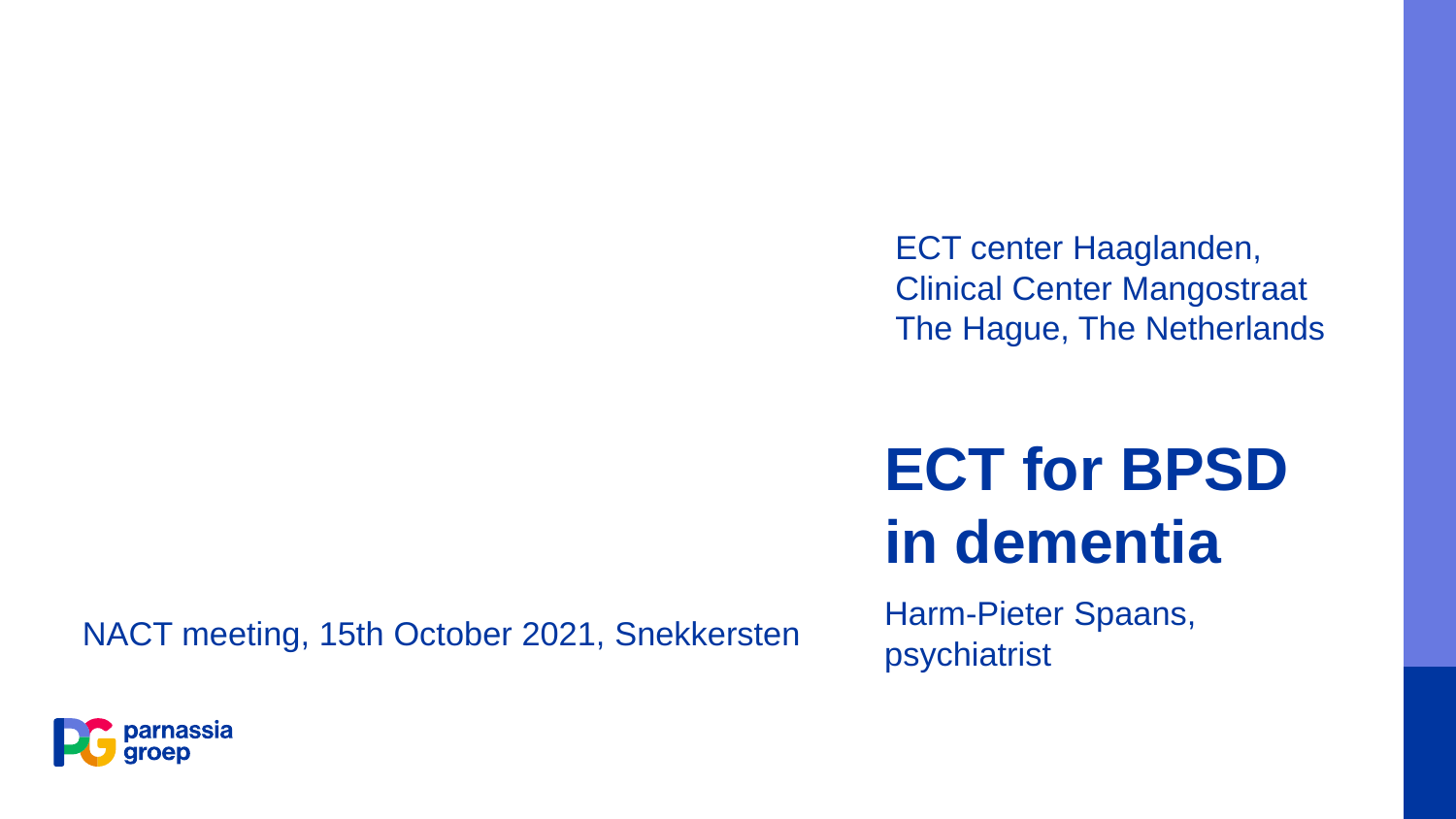ECT center Haaglanden,
Clinical Center Mangostraat
The Hague, The Netherlands

# ECT for BPSD in dementia

Harm-Pieter Spaans,
psychiatrist

NACT meeting, 15th October 2021, Snekkersten

parnassia groep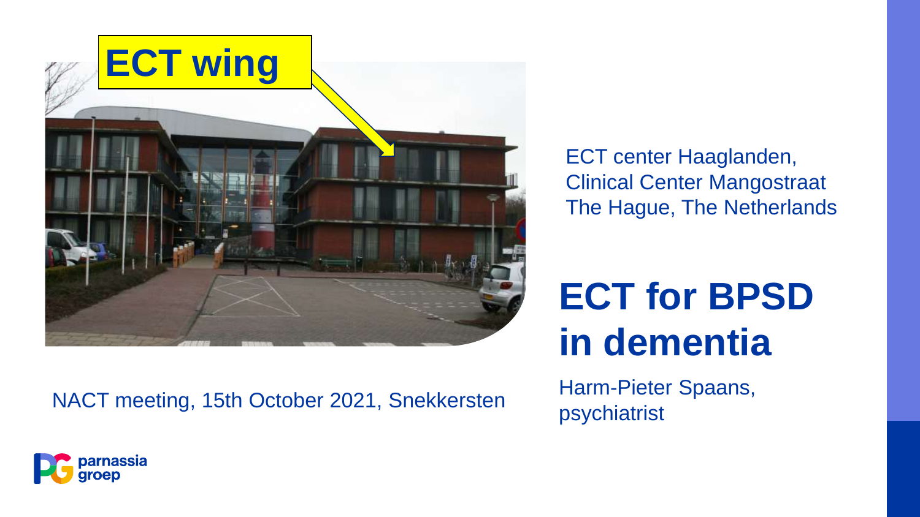ECT wing

ECT center Haaglanden,
Clinical Center Mangostraat
The Hague, The Netherlands

# ECT for BPSD in dementia

Harm-Pieter Spaans, psychiatrist

NACT meeting, 15th October 2021, Snekkersten

parnassia groep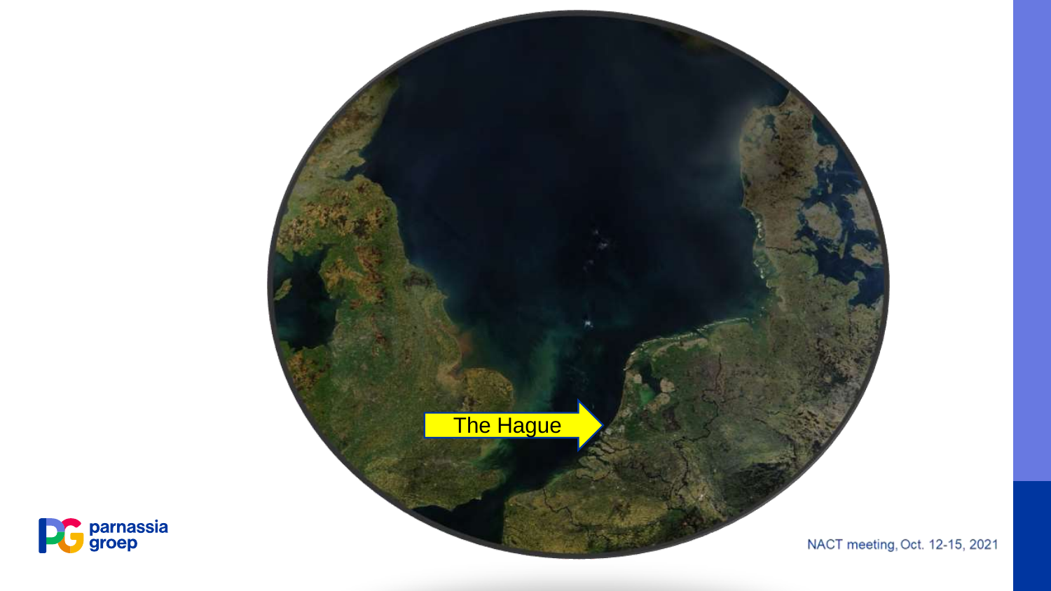The Hague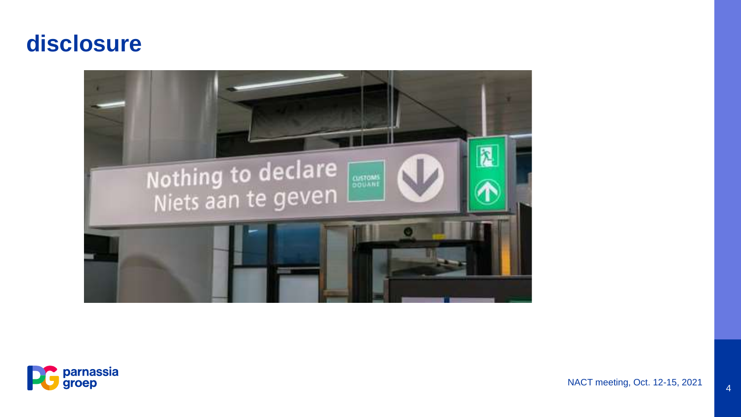# disclosure

Nothing to declare
Niets aan te geven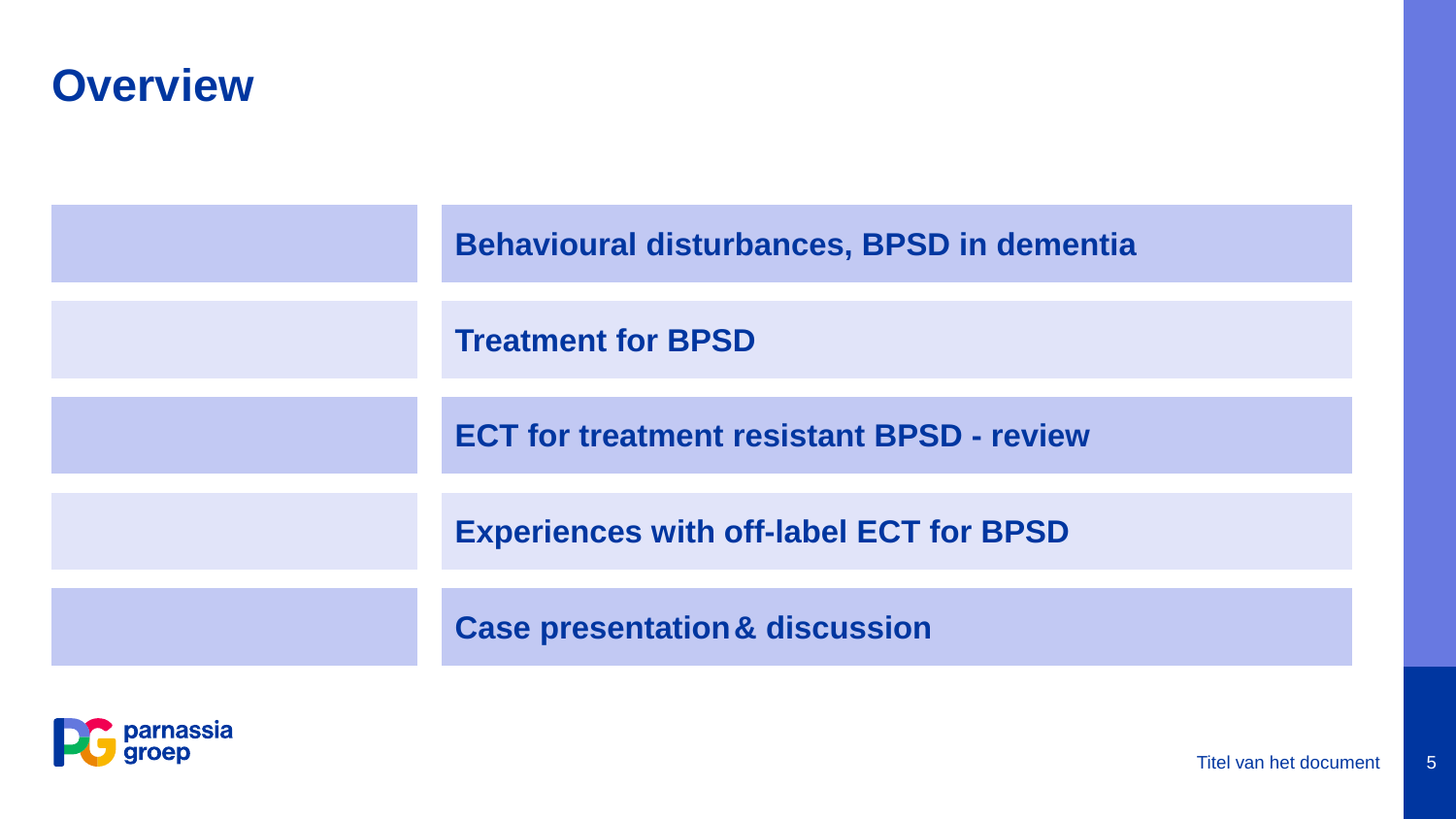# Overview

- **Behavioural disturbances, BPSD in dementia**
- **Treatment for BPSD**
- **ECT for treatment resistant BPSD - review**
- **Experiences with off-label ECT for BPSD**
- **Case presentation & discussion**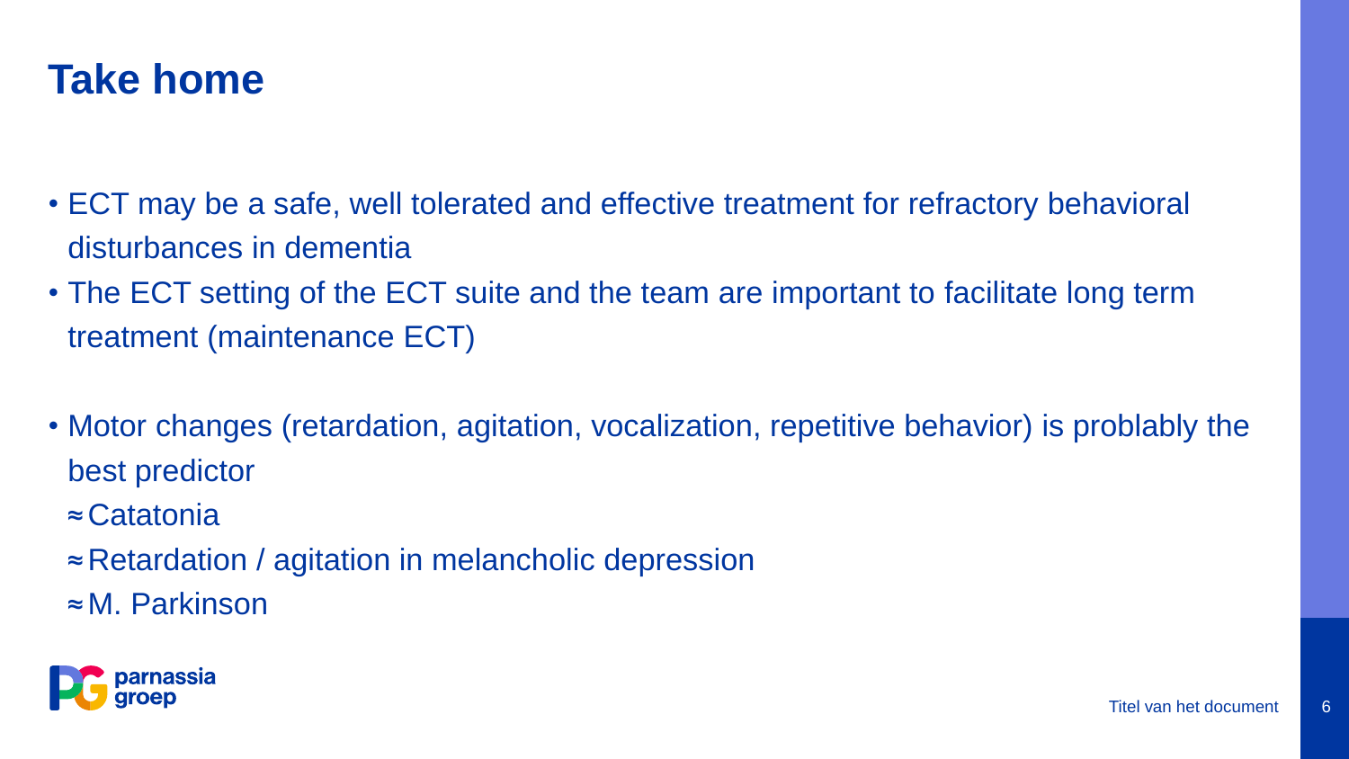# Take home

- ECT may be a safe, well tolerated and effective treatment for refractory behavioral disturbances in dementia
- The ECT setting of the ECT suite and the team are important to facilitate long term treatment (maintenance ECT)

- Motor changes (retardation, agitation, vocalization, repetitive behavior) is problably the best predictor
  - ≈ Catatonia
  - ≈ Retardation / agitation in melancholic depression
  - ≈ M. Parkinson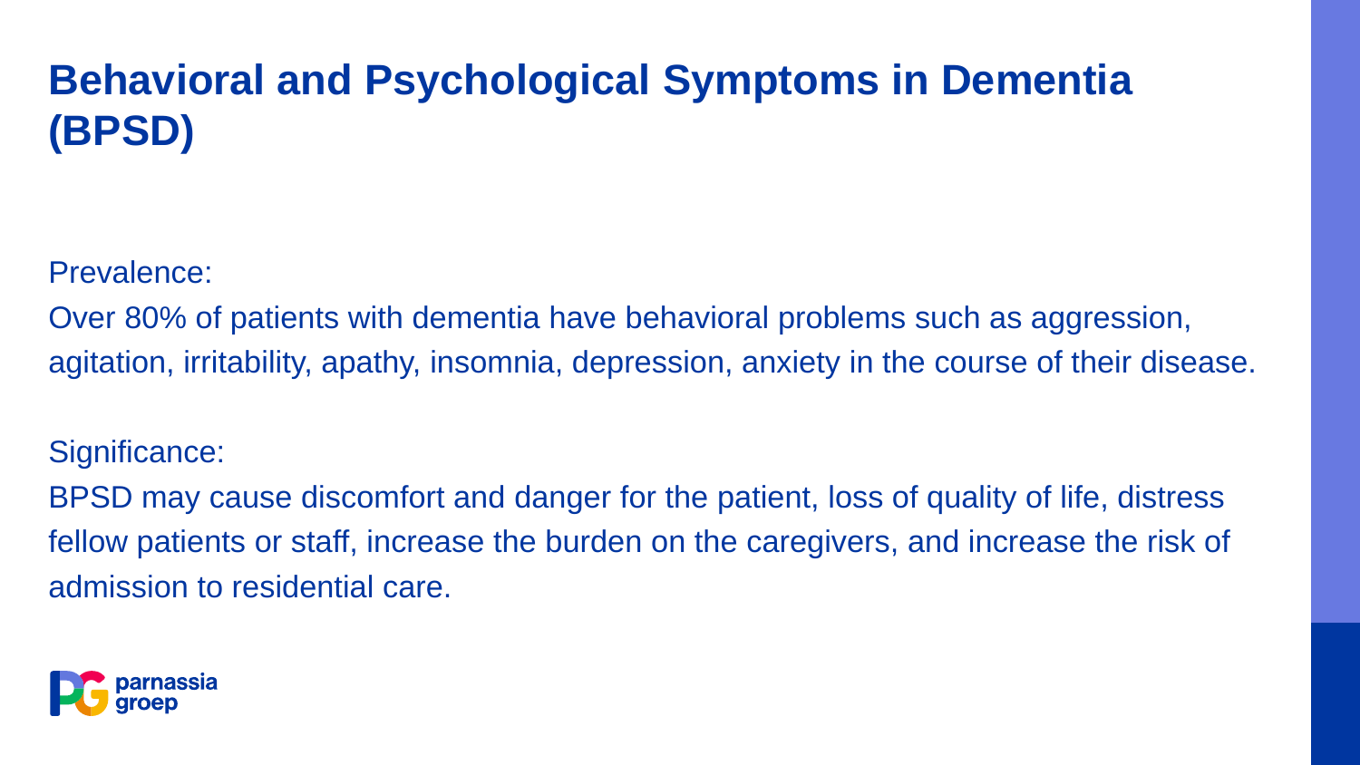# Behavioral and Psychological Symptoms in Dementia (BPSD)

Prevalence:
Over 80% of patients with dementia have behavioral problems such as aggression, agitation, irritability, apathy, insomnia, depression, anxiety in the course of their disease.

Significance:
BPSD may cause discomfort and danger for the patient, loss of quality of life, distress fellow patients or staff, increase the burden on the caregivers, and increase the risk of admission to residential care.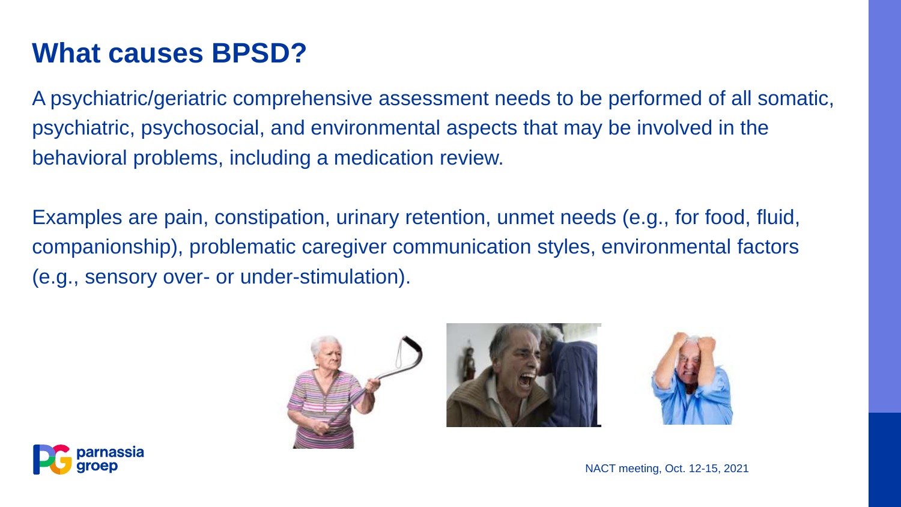# What causes BPSD?

A psychiatric/geriatric comprehensive assessment needs to be performed of all somatic, psychiatric, psychosocial, and environmental aspects that may be involved in the behavioral problems, including a medication review.

Examples are pain, constipation, urinary retention, unmet needs (e.g., for food, fluid, companionship), problematic caregiver communication styles, environmental factors (e.g., sensory over- or under-stimulation).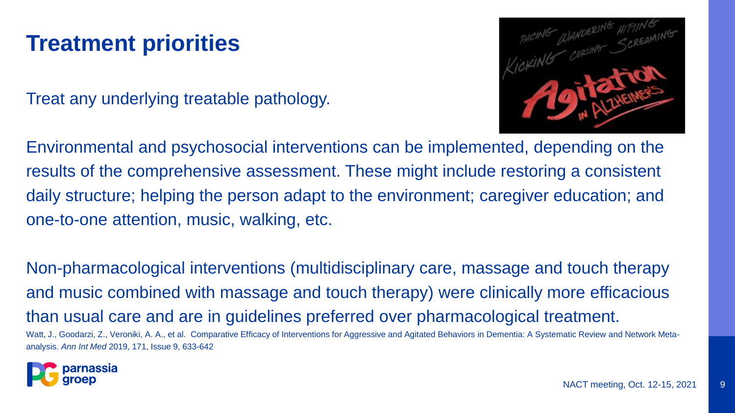# Treatment priorities

Treat any underlying treatable pathology.

Environmental and psychosocial interventions can be implemented, depending on the results of the comprehensive assessment. These might include restoring a consistent daily structure; helping the person adapt to the environment; caregiver education; and one-to-one attention, music, walking, etc.

Non-pharmacological interventions (multidisciplinary care, massage and touch therapy and music combined with massage and touch therapy) were clinically more efficacious than usual care and are in guidelines preferred over pharmacological treatment.

Watt, J., Goodarzi, Z., Veroniki, A. A., et al. Comparative Efficacy of Interventions for Aggressive and Agitated Behaviors in Dementia: A Systematic Review and Network Meta-analysis. *Ann Int Med* 2019, 171, Issue 9, 633-642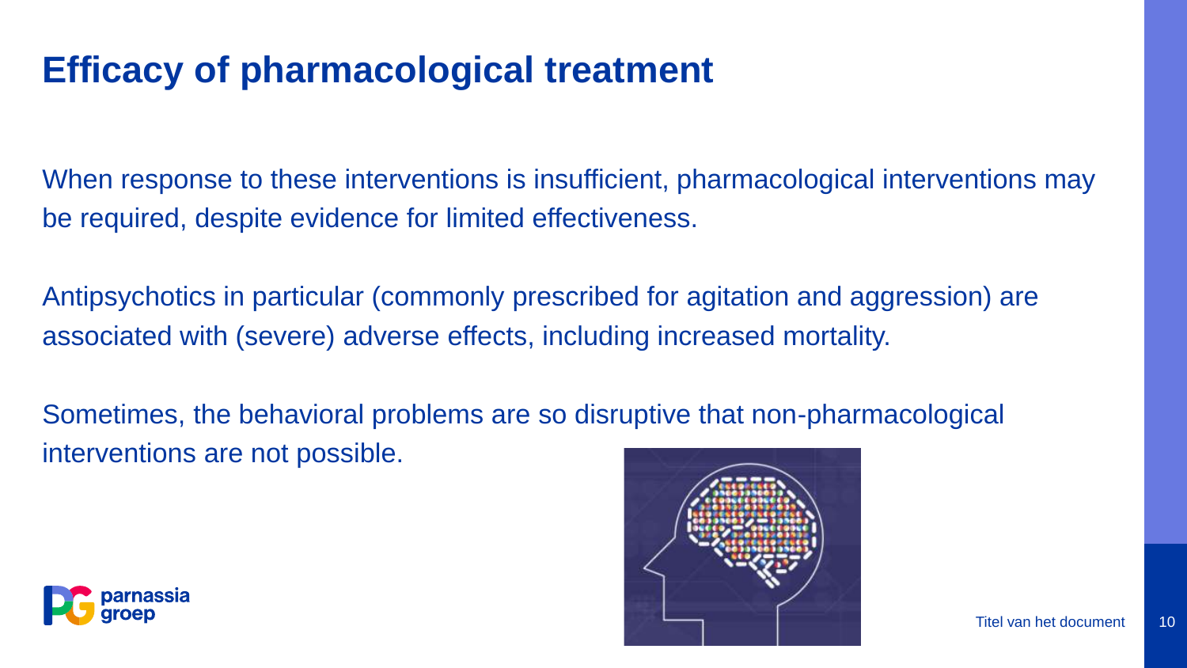# Efficacy of pharmacological treatment

When response to these interventions is insufficient, pharmacological interventions may be required, despite evidence for limited effectiveness.

Antipsychotics in particular (commonly prescribed for agitation and aggression) are associated with (severe) adverse effects, including increased mortality.

Sometimes, the behavioral problems are so disruptive that non-pharmacological interventions are not possible.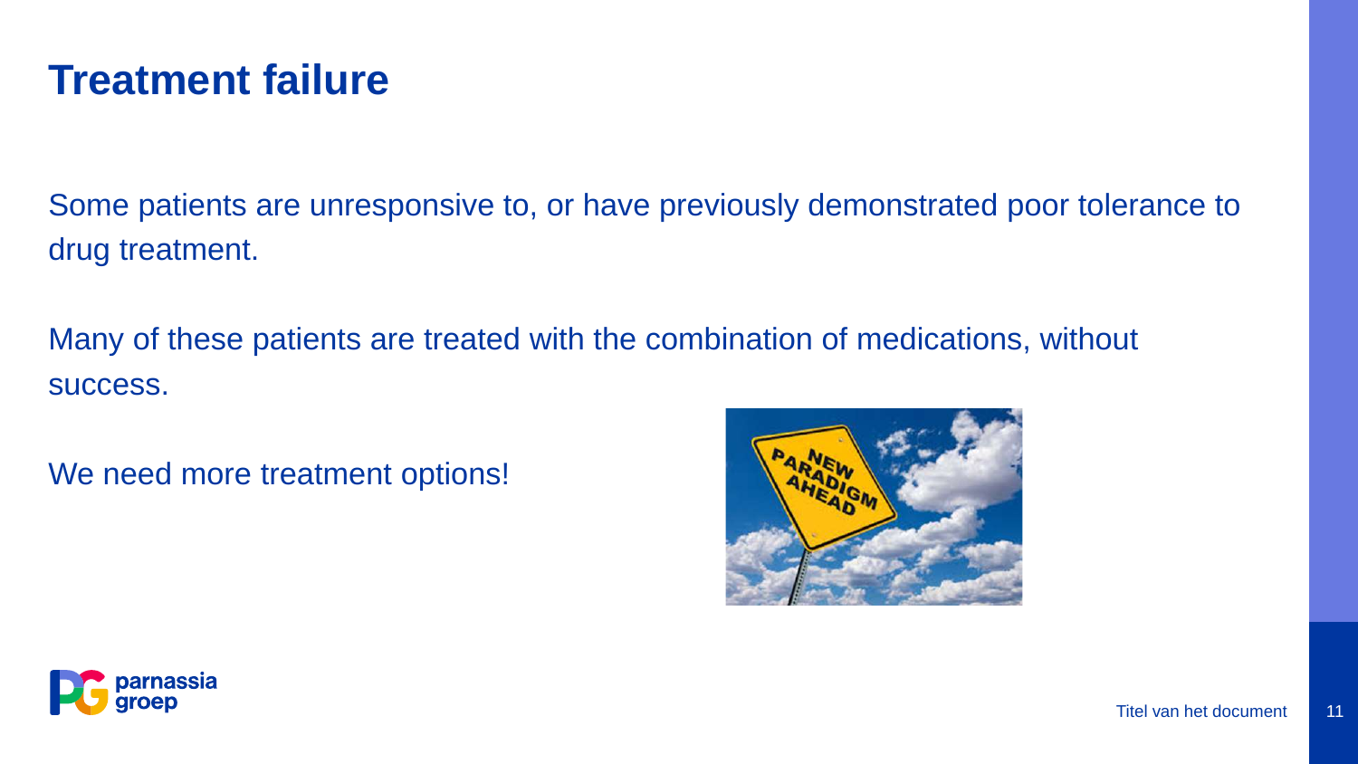# Treatment failure

Some patients are unresponsive to, or have previously demonstrated poor tolerance to drug treatment.

Many of these patients are treated with the combination of medications, without success.

We need more treatment options!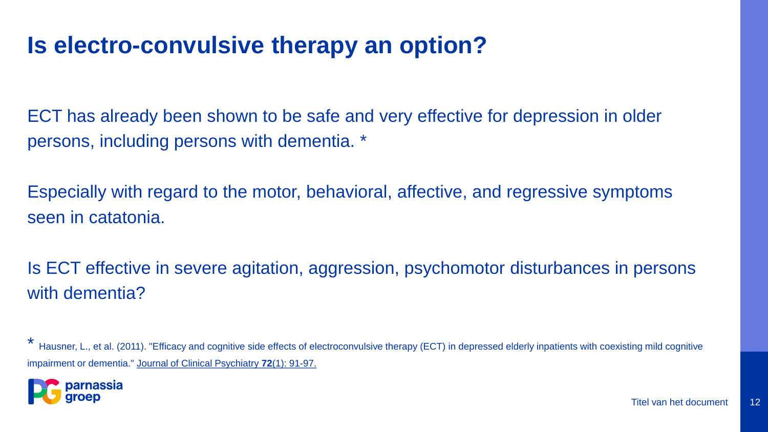# Is electro-convulsive therapy an option?

ECT has already been shown to be safe and very effective for depression in older persons, including persons with dementia. *

Especially with regard to the motor, behavioral, affective, and regressive symptoms seen in catatonia.

Is ECT effective in severe agitation, aggression, psychomotor disturbances in persons with dementia?

* Hausner, L., et al. (2011). "Efficacy and cognitive side effects of electroconvulsive therapy (ECT) in depressed elderly inpatients with coexisting mild cognitive impairment or dementia." Journal of Clinical Psychiatry **72**(1): 91-97.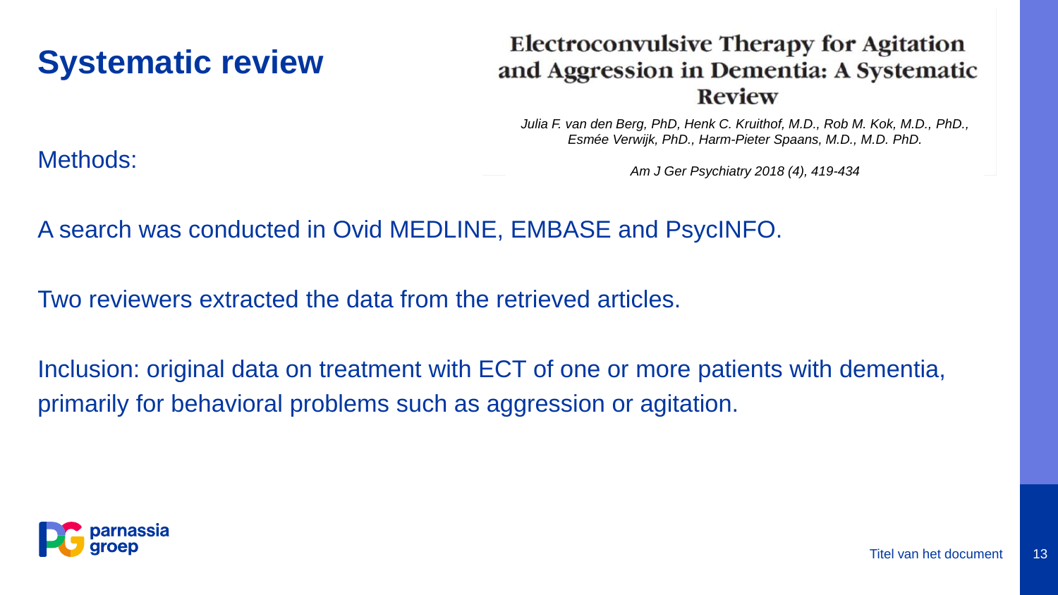# Systematic review

**Electroconvulsive Therapy for Agitation and Aggression in Dementia: A Systematic Review**

*Julia F. van den Berg, PhD, Henk C. Kruithof, M.D., Rob M. Kok, M.D., PhD., Esmée Verwijk, PhD., Harm-Pieter Spaans, M.D., M.D. PhD.*

*Am J Ger Psychiatry 2018 (4), 419-434*

Methods:

A search was conducted in Ovid MEDLINE, EMBASE and PsycINFO.

Two reviewers extracted the data from the retrieved articles.

Inclusion: original data on treatment with ECT of one or more patients with dementia, primarily for behavioral problems such as aggression or agitation.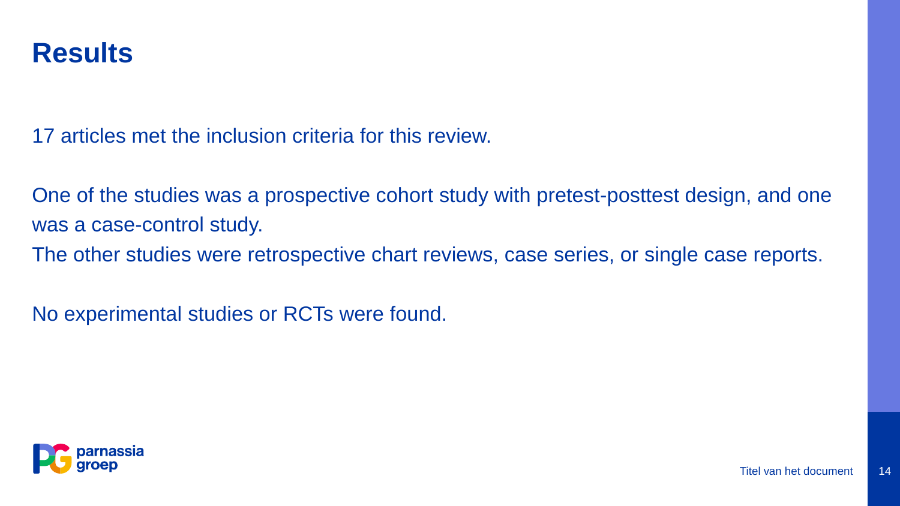# Results

17 articles met the inclusion criteria for this review.

One of the studies was a prospective cohort study with pretest-posttest design, and one was a case-control study.
The other studies were retrospective chart reviews, case series, or single case reports.

No experimental studies or RCTs were found.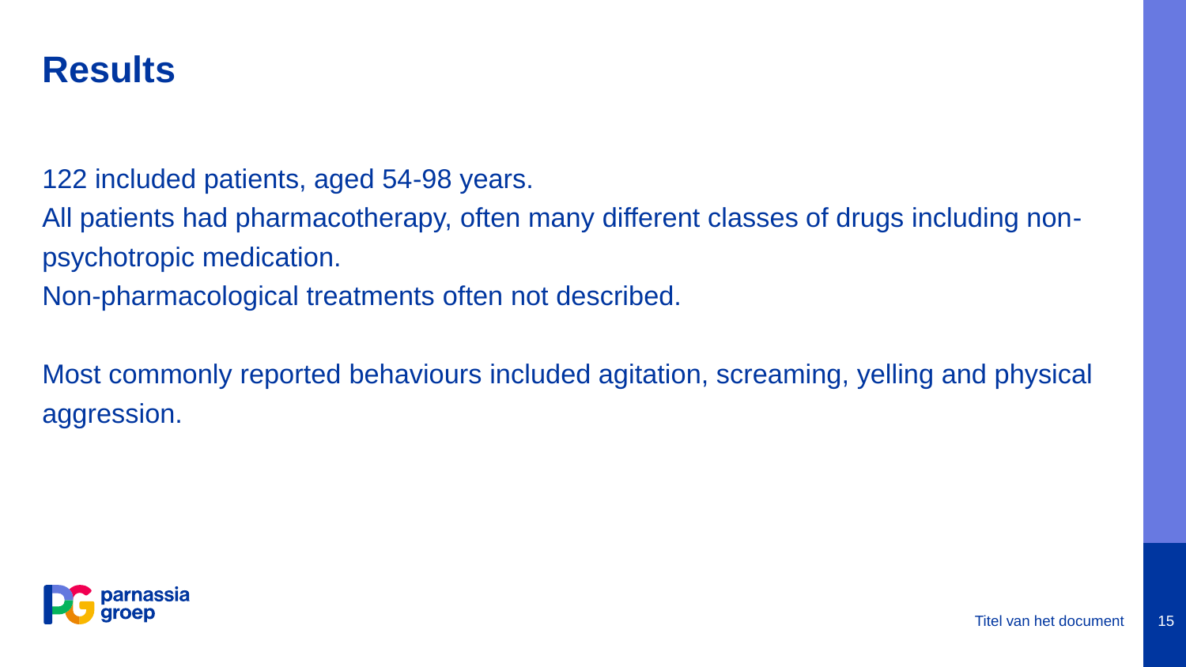# Results

122 included patients, aged 54-98 years.
All patients had pharmacotherapy, often many different classes of drugs including non-psychotropic medication.
Non-pharmacological treatments often not described.

Most commonly reported behaviours included agitation, screaming, yelling and physical aggression.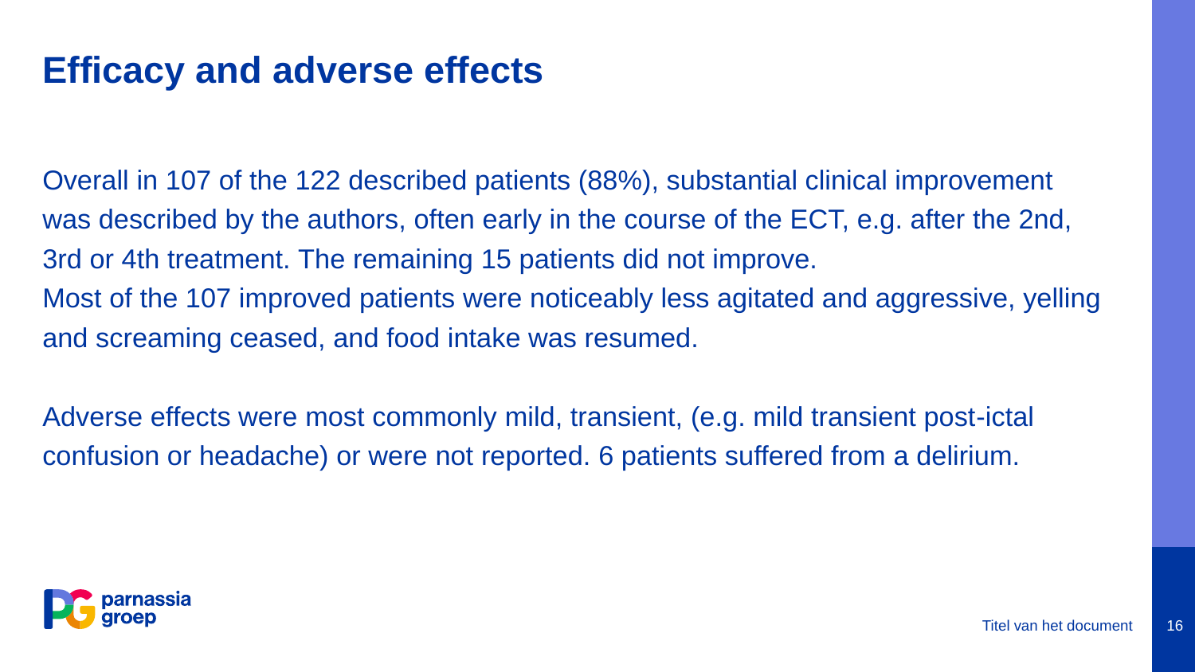# Efficacy and adverse effects

Overall in 107 of the 122 described patients (88%), substantial clinical improvement was described by the authors, often early in the course of the ECT, e.g. after the 2nd, 3rd or 4th treatment. The remaining 15 patients did not improve.
Most of the 107 improved patients were noticeably less agitated and aggressive, yelling and screaming ceased, and food intake was resumed.

Adverse effects were most commonly mild, transient, (e.g. mild transient post-ictal confusion or headache) or were not reported. 6 patients suffered from a delirium.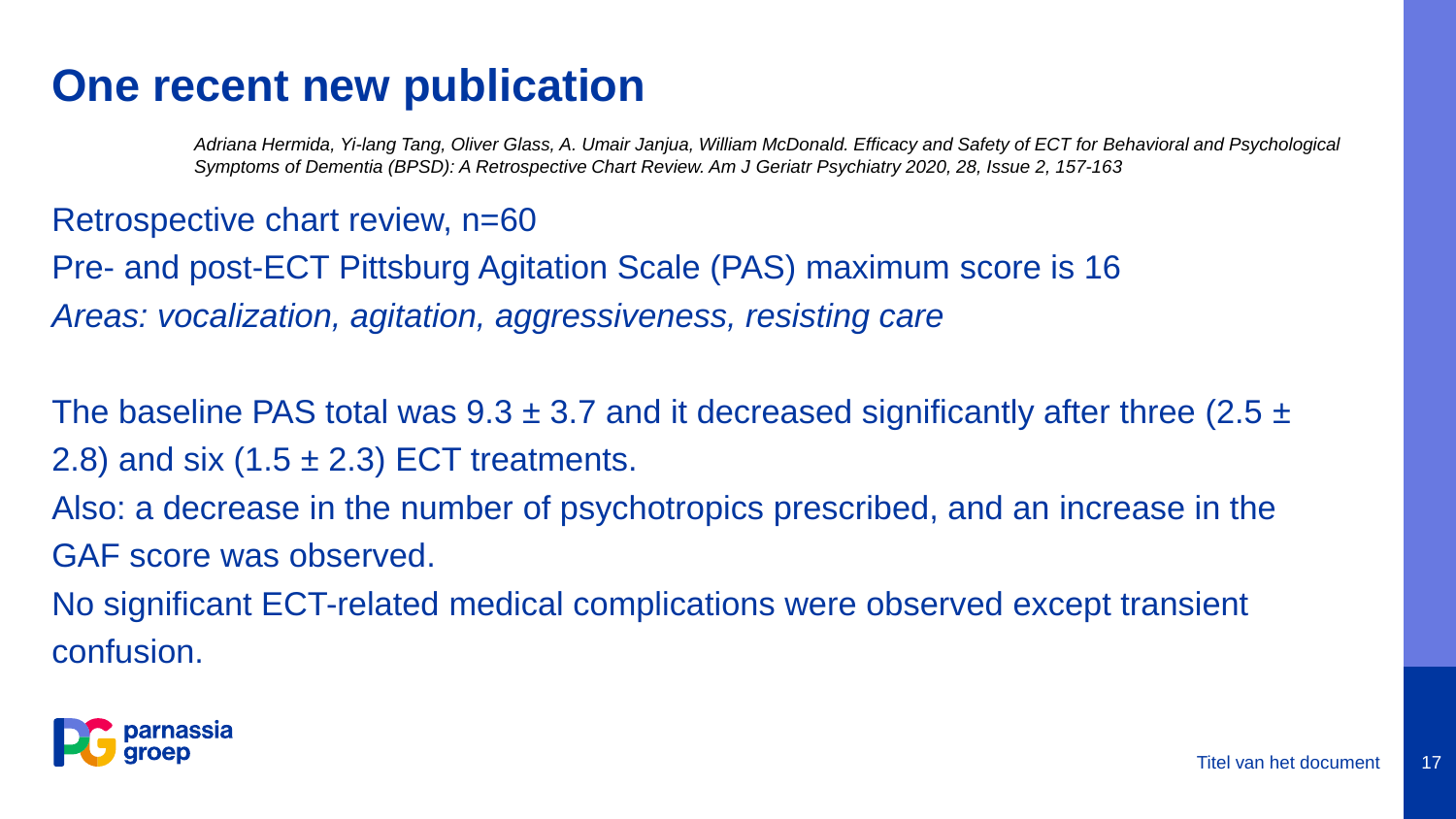# One recent new publication

*Adriana Hermida, Yi-lang Tang, Oliver Glass, A. Umair Janjua, William McDonald. Efficacy and Safety of ECT for Behavioral and Psychological Symptoms of Dementia (BPSD): A Retrospective Chart Review. Am J Geriatr Psychiatry 2020, 28, Issue 2, 157-163*

Retrospective chart review, n=60

Pre- and post-ECT Pittsburg Agitation Scale (PAS) maximum score is 16

*Areas: vocalization, agitation, aggressiveness, resisting care*

The baseline PAS total was 9.3 ± 3.7 and it decreased significantly after three (2.5 ± 2.8) and six (1.5 ± 2.3) ECT treatments.

Also: a decrease in the number of psychotropics prescribed, and an increase in the GAF score was observed.

No significant ECT-related medical complications were observed except transient confusion.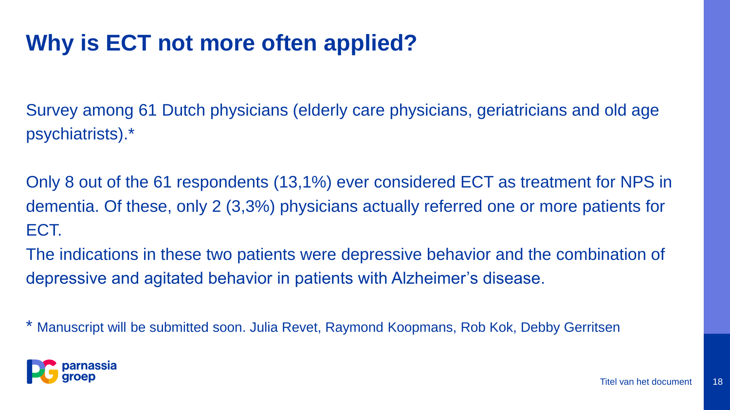# Why is ECT not more often applied?

Survey among 61 Dutch physicians (elderly care physicians, geriatricians and old age psychiatrists).*

Only 8 out of the 61 respondents (13,1%) ever considered ECT as treatment for NPS in dementia. Of these, only 2 (3,3%) physicians actually referred one or more patients for ECT.

The indications in these two patients were depressive behavior and the combination of depressive and agitated behavior in patients with Alzheimer's disease.

\* Manuscript will be submitted soon. Julia Revet, Raymond Koopmans, Rob Kok, Debby Gerritsen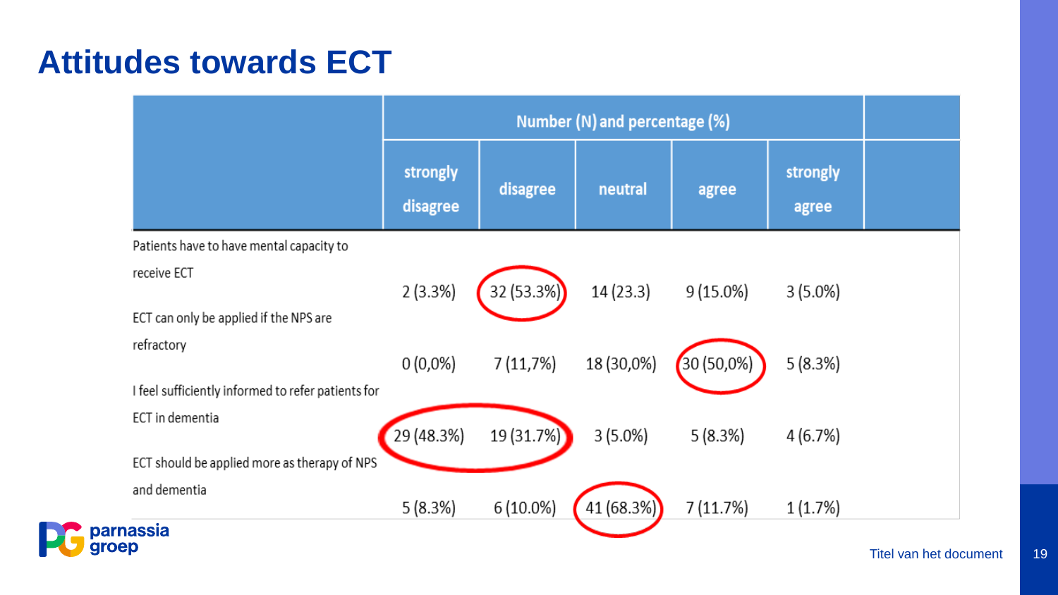# Attitudes towards ECT

| | Number (N) and percentage (%) | | | | | |
|---|---|---|---|---|---|---|
| | strongly disagree | disagree | neutral | agree | strongly agree | |
| Patients have to have mental capacity to receive ECT | 2 (3.3%) | 32 (53.3%) | 14 (23.3) | 9 (15.0%) | 3 (5.0%) | |
| ECT can only be applied if the NPS are refractory | 0 (0,0%) | 7 (11,7%) | 18 (30,0%) | 30 (50,0%) | 5 (8.3%) | |
| I feel sufficiently informed to refer patients for ECT in dementia | 29 (48.3%) | 19 (31.7%) | 3 (5.0%) | 5 (8.3%) | 4 (6.7%) | |
| ECT should be applied more as therapy of NPS and dementia | 5 (8.3%) | 6 (10.0%) | 41 (68.3%) | 7 (11.7%) | 1 (1.7%) | |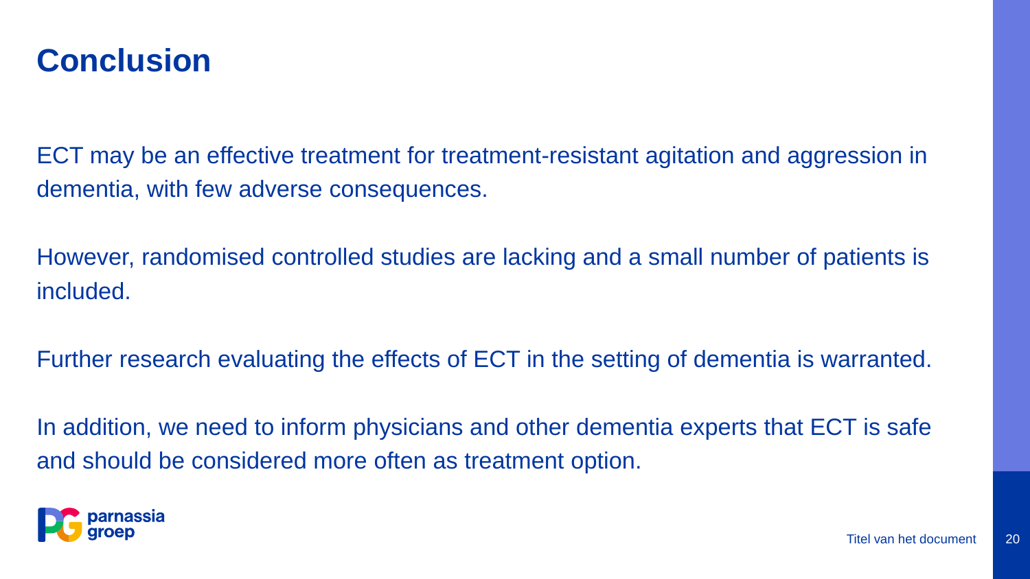# Conclusion

ECT may be an effective treatment for treatment-resistant agitation and aggression in dementia, with few adverse consequences.

However, randomised controlled studies are lacking and a small number of patients is included.

Further research evaluating the effects of ECT in the setting of dementia is warranted.

In addition, we need to inform physicians and other dementia experts that ECT is safe and should be considered more often as treatment option.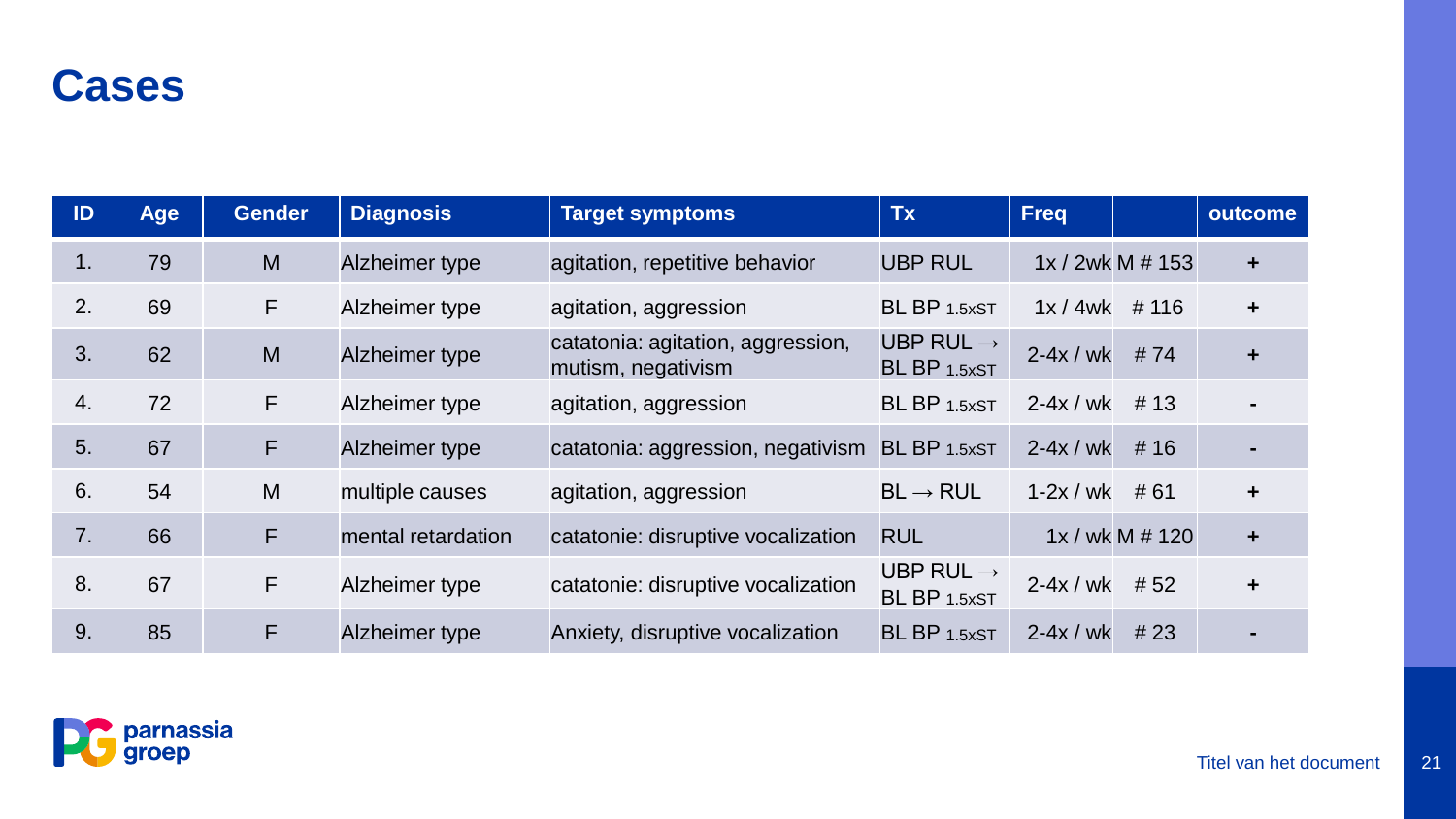# Cases

| ID | Age | Gender | Diagnosis | Target symptoms | Tx | Freq | | outcome |
|---|---|---|---|---|---|---|---|---|
| 1. | 79 | M | Alzheimer type | agitation, repetitive behavior | UBP RUL | 1x / 2wk | M # 153 | + |
| 2. | 69 | F | Alzheimer type | agitation, aggression | BL BP 1.5xST | 1x / 4wk | # 116 | + |
| 3. | 62 | M | Alzheimer type | catatonia: agitation, aggression, mutism, negativism | UBP RUL → BL BP 1.5xST | 2-4x / wk | # 74 | + |
| 4. | 72 | F | Alzheimer type | agitation, aggression | BL BP 1.5xST | 2-4x / wk | # 13 | - |
| 5. | 67 | F | Alzheimer type | catatonia: aggression, negativism | BL BP 1.5xST | 2-4x / wk | # 16 | - |
| 6. | 54 | M | multiple causes | agitation, aggression | BL → RUL | 1-2x / wk | # 61 | + |
| 7. | 66 | F | mental retardation | catatonie: disruptive vocalization | RUL | 1x / wk | M # 120 | + |
| 8. | 67 | F | Alzheimer type | catatonie: disruptive vocalization | UBP RUL → BL BP 1.5xST | 2-4x / wk | # 52 | + |
| 9. | 85 | F | Alzheimer type | Anxiety, disruptive vocalization | BL BP 1.5xST | 2-4x / wk | # 23 | - |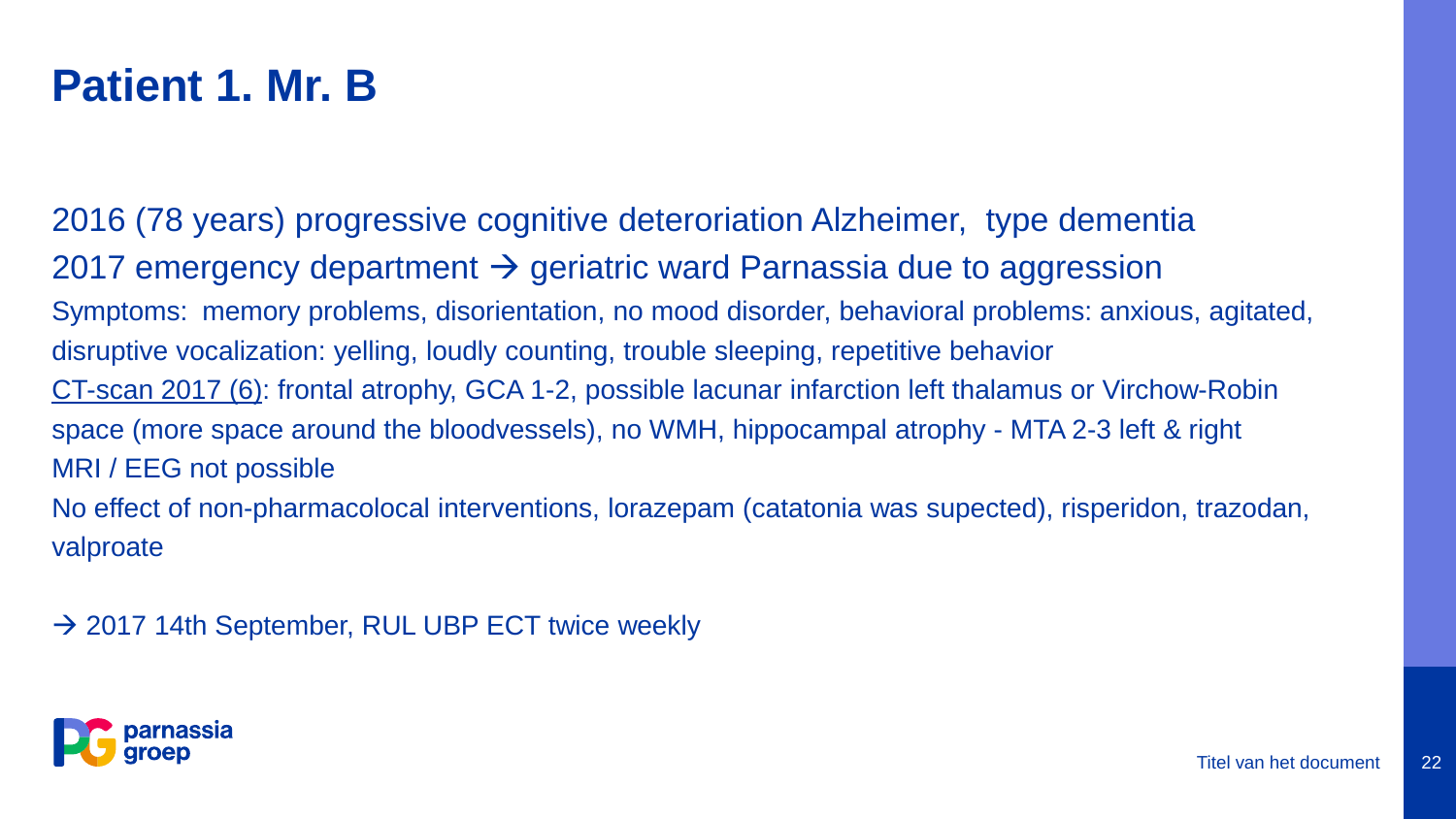# Patient 1. Mr. B

2016 (78 years) progressive cognitive deteroriation Alzheimer,  type dementia

2017 emergency department → geriatric ward Parnassia due to aggression

Symptoms:  memory problems, disorientation, no mood disorder, behavioral problems: anxious, agitated, disruptive vocalization: yelling, loudly counting, trouble sleeping, repetitive behavior

CT-scan 2017 (6): frontal atrophy, GCA 1-2, possible lacunar infarction left thalamus or Virchow-Robin space (more space around the bloodvessels), no WMH, hippocampal atrophy - MTA 2-3 left & right

MRI / EEG not possible

No effect of non-pharmacolocal interventions, lorazepam (catatonia was supected), risperidon, trazodan, valproate

→ 2017 14th September, RUL UBP ECT twice weekly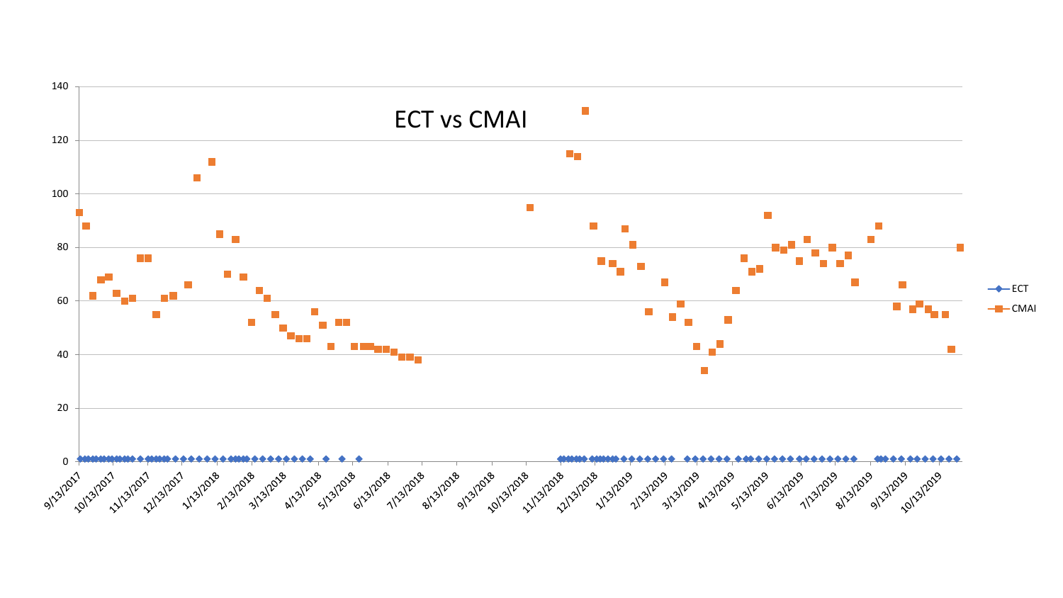ECT vs CMAI

- ECT
- CMAI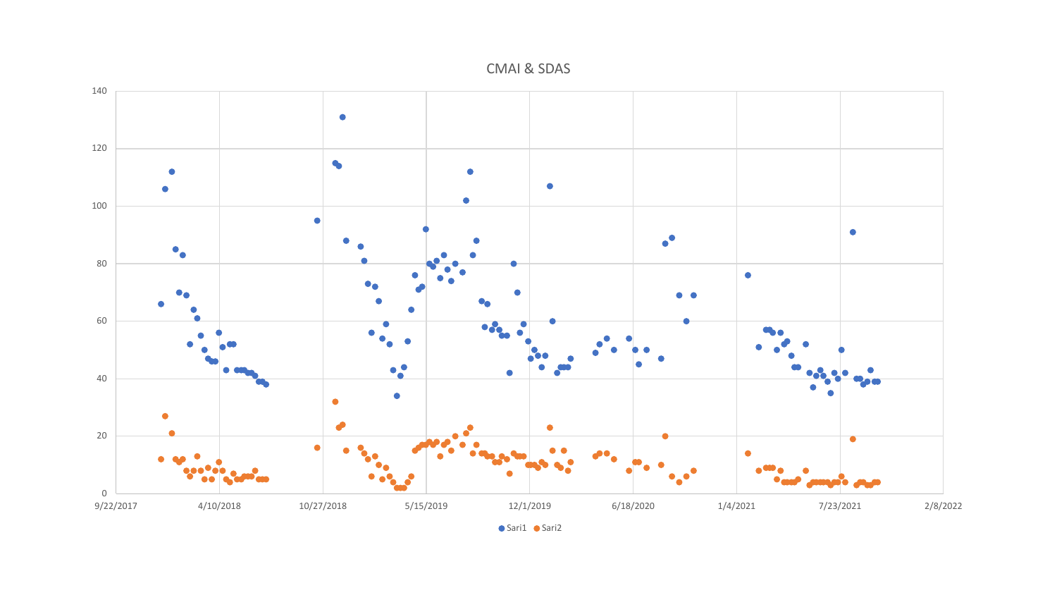CMAI & SDAS

Sari1 Sari2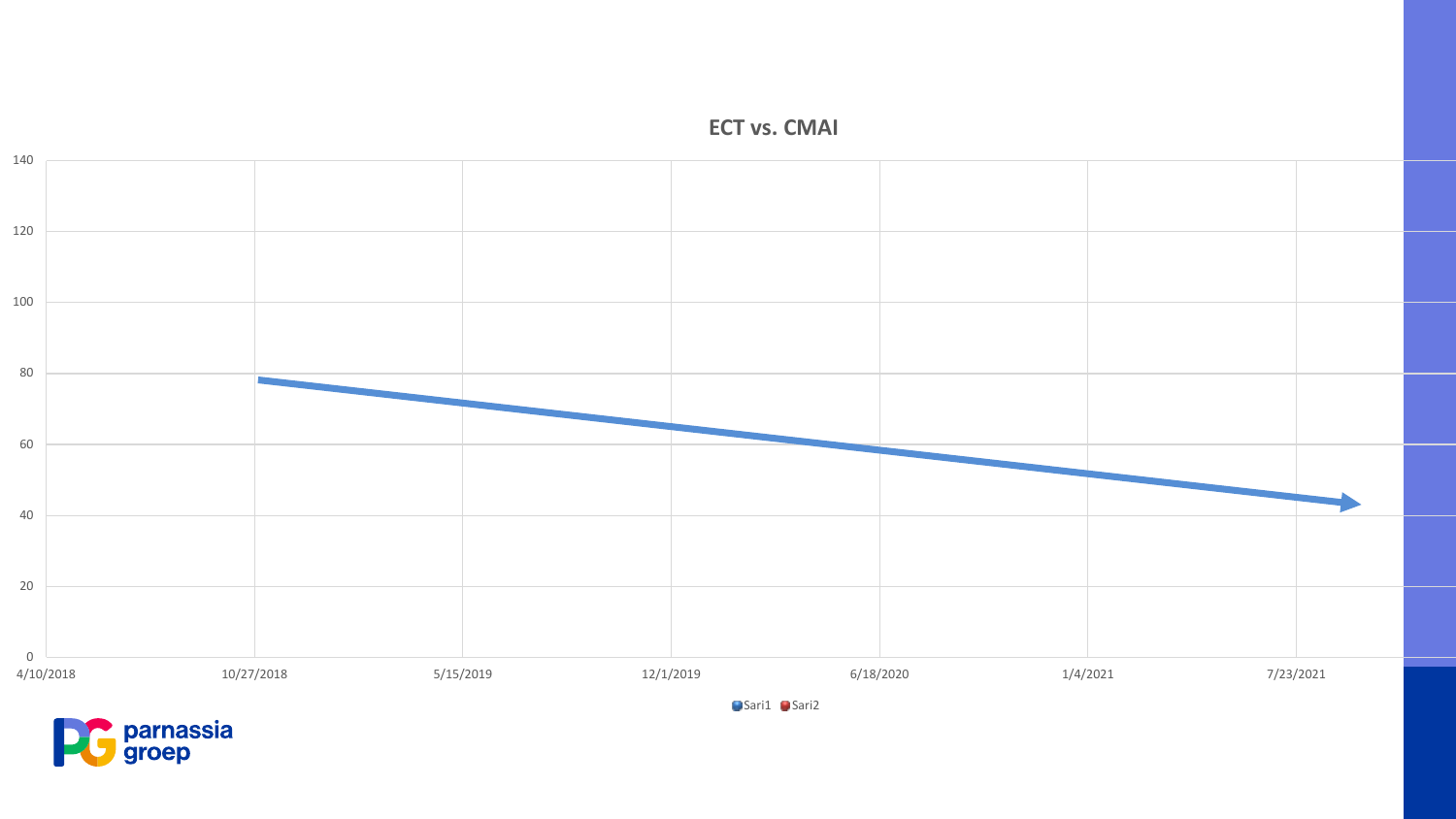## ECT vs. CMAI

| | |
|---|---|
| Y-axis | 0, 20, 40, 60, 80, 100, 120, 140 |
| X-axis | 4/10/2018, 10/27/2018, 5/15/2019, 12/1/2019, 6/18/2020, 1/4/2021, 7/23/2021 |

Sari1 Sari2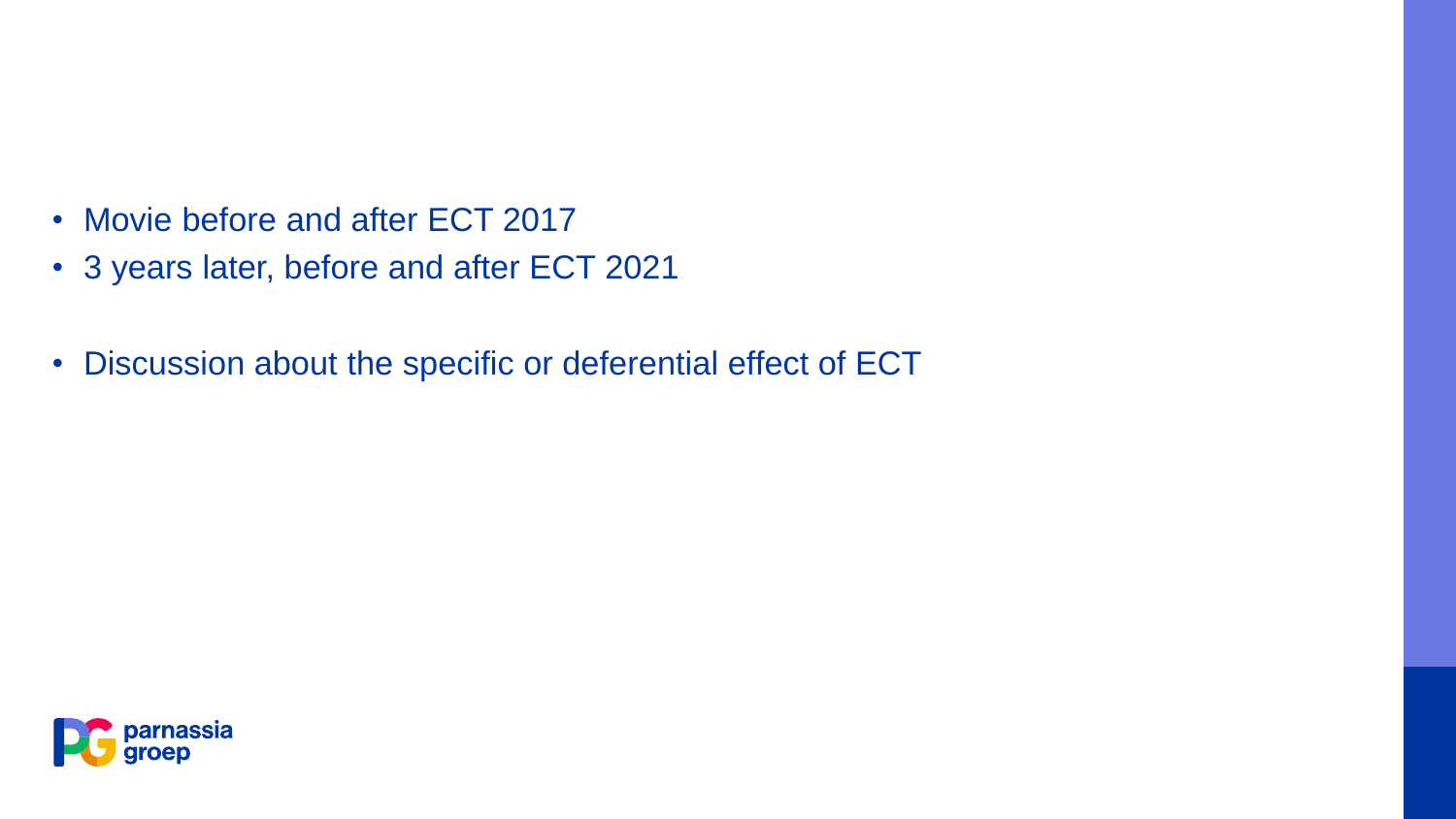- Movie before and after ECT 2017
- 3 years later, before and after ECT 2021

- Discussion about the specific or deferential effect of ECT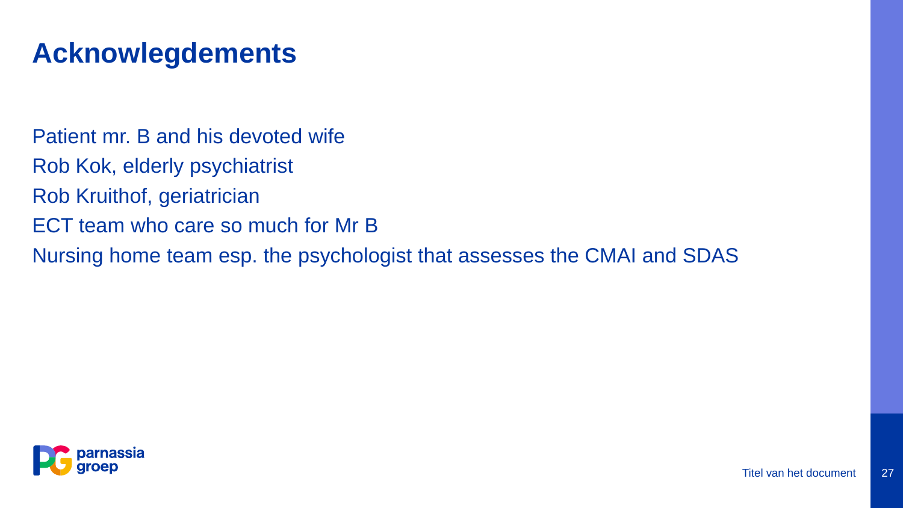# Acknowlegdements

Patient mr. B and his devoted wife

Rob Kok, elderly psychiatrist

Rob Kruithof, geriatrician

ECT team who care so much for Mr B

Nursing home team esp. the psychologist that assesses the CMAI and SDAS